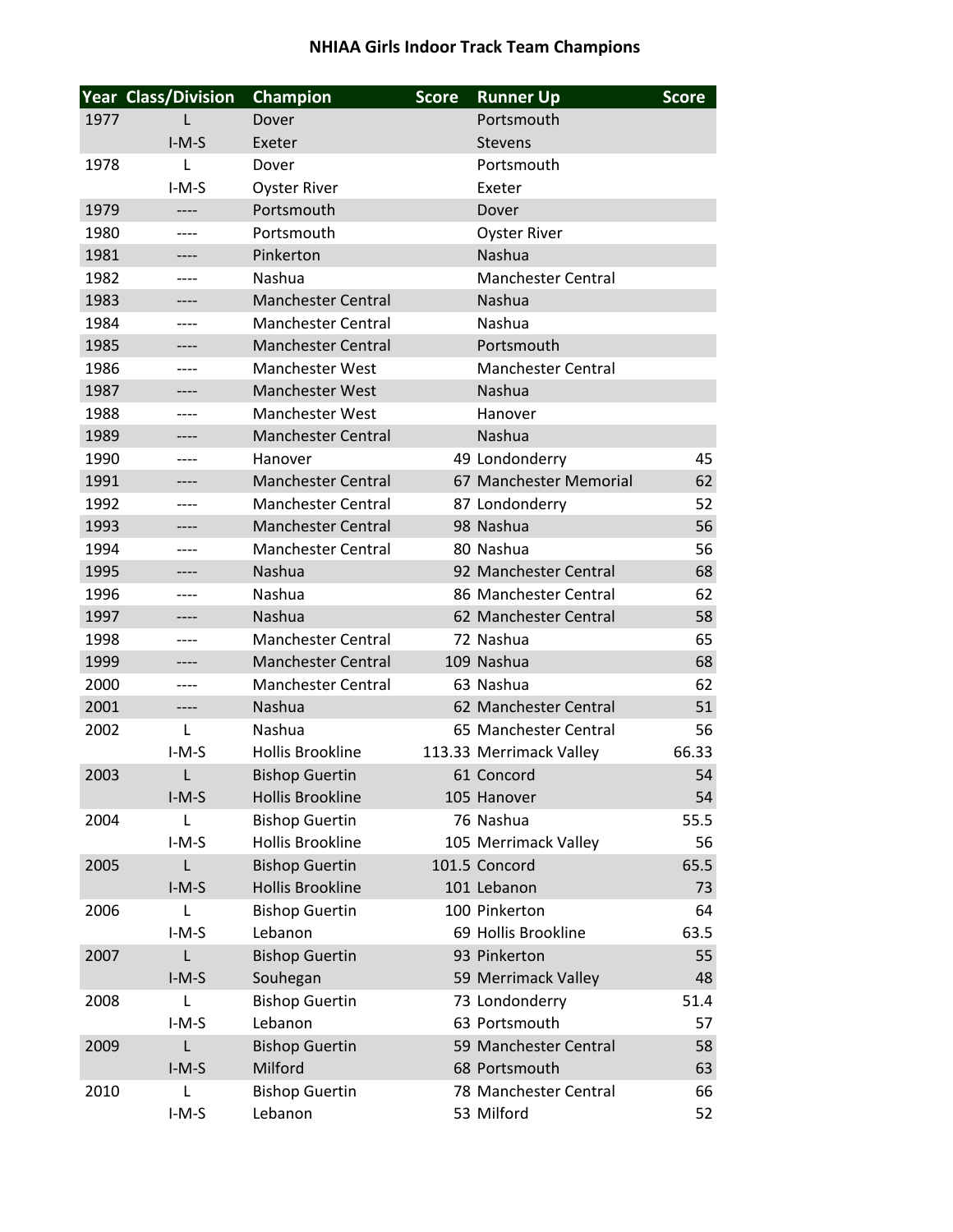# NHIAA Girls Indoor Track Team Champions

| Year | Class/Division | Champion | Score | Runner Up | Score |
|---|---|---|---|---|---|
| 1977 | L | Dover | | Portsmouth | |
| | I-M-S | Exeter | | Stevens | |
| 1978 | L | Dover | | Portsmouth | |
| | I-M-S | Oyster River | | Exeter | |
| 1979 | ---- | Portsmouth | | Dover | |
| 1980 | ---- | Portsmouth | | Oyster River | |
| 1981 | ---- | Pinkerton | | Nashua | |
| 1982 | ---- | Nashua | | Manchester Central | |
| 1983 | ---- | Manchester Central | | Nashua | |
| 1984 | ---- | Manchester Central | | Nashua | |
| 1985 | ---- | Manchester Central | | Portsmouth | |
| 1986 | ---- | Manchester West | | Manchester Central | |
| 1987 | ---- | Manchester West | | Nashua | |
| 1988 | ---- | Manchester West | | Hanover | |
| 1989 | ---- | Manchester Central | | Nashua | |
| 1990 | ---- | Hanover | 49 | Londonderry | 45 |
| 1991 | ---- | Manchester Central | 67 | Manchester Memorial | 62 |
| 1992 | ---- | Manchester Central | 87 | Londonderry | 52 |
| 1993 | ---- | Manchester Central | 98 | Nashua | 56 |
| 1994 | ---- | Manchester Central | 80 | Nashua | 56 |
| 1995 | ---- | Nashua | 92 | Manchester Central | 68 |
| 1996 | ---- | Nashua | 86 | Manchester Central | 62 |
| 1997 | ---- | Nashua | 62 | Manchester Central | 58 |
| 1998 | ---- | Manchester Central | 72 | Nashua | 65 |
| 1999 | ---- | Manchester Central | 109 | Nashua | 68 |
| 2000 | ---- | Manchester Central | 63 | Nashua | 62 |
| 2001 | ---- | Nashua | 62 | Manchester Central | 51 |
| 2002 | L | Nashua | 65 | Manchester Central | 56 |
| | I-M-S | Hollis Brookline | 113.33 | Merrimack Valley | 66.33 |
| 2003 | L | Bishop Guertin | 61 | Concord | 54 |
| | I-M-S | Hollis Brookline | 105 | Hanover | 54 |
| 2004 | L | Bishop Guertin | 76 | Nashua | 55.5 |
| | I-M-S | Hollis Brookline | 105 | Merrimack Valley | 56 |
| 2005 | L | Bishop Guertin | 101.5 | Concord | 65.5 |
| | I-M-S | Hollis Brookline | 101 | Lebanon | 73 |
| 2006 | L | Bishop Guertin | 100 | Pinkerton | 64 |
| | I-M-S | Lebanon | 69 | Hollis Brookline | 63.5 |
| 2007 | L | Bishop Guertin | 93 | Pinkerton | 55 |
| | I-M-S | Souhegan | 59 | Merrimack Valley | 48 |
| 2008 | L | Bishop Guertin | 73 | Londonderry | 51.4 |
| | I-M-S | Lebanon | 63 | Portsmouth | 57 |
| 2009 | L | Bishop Guertin | 59 | Manchester Central | 58 |
| | I-M-S | Milford | 68 | Portsmouth | 63 |
| 2010 | L | Bishop Guertin | 78 | Manchester Central | 66 |
| | I-M-S | Lebanon | 53 | Milford | 52 |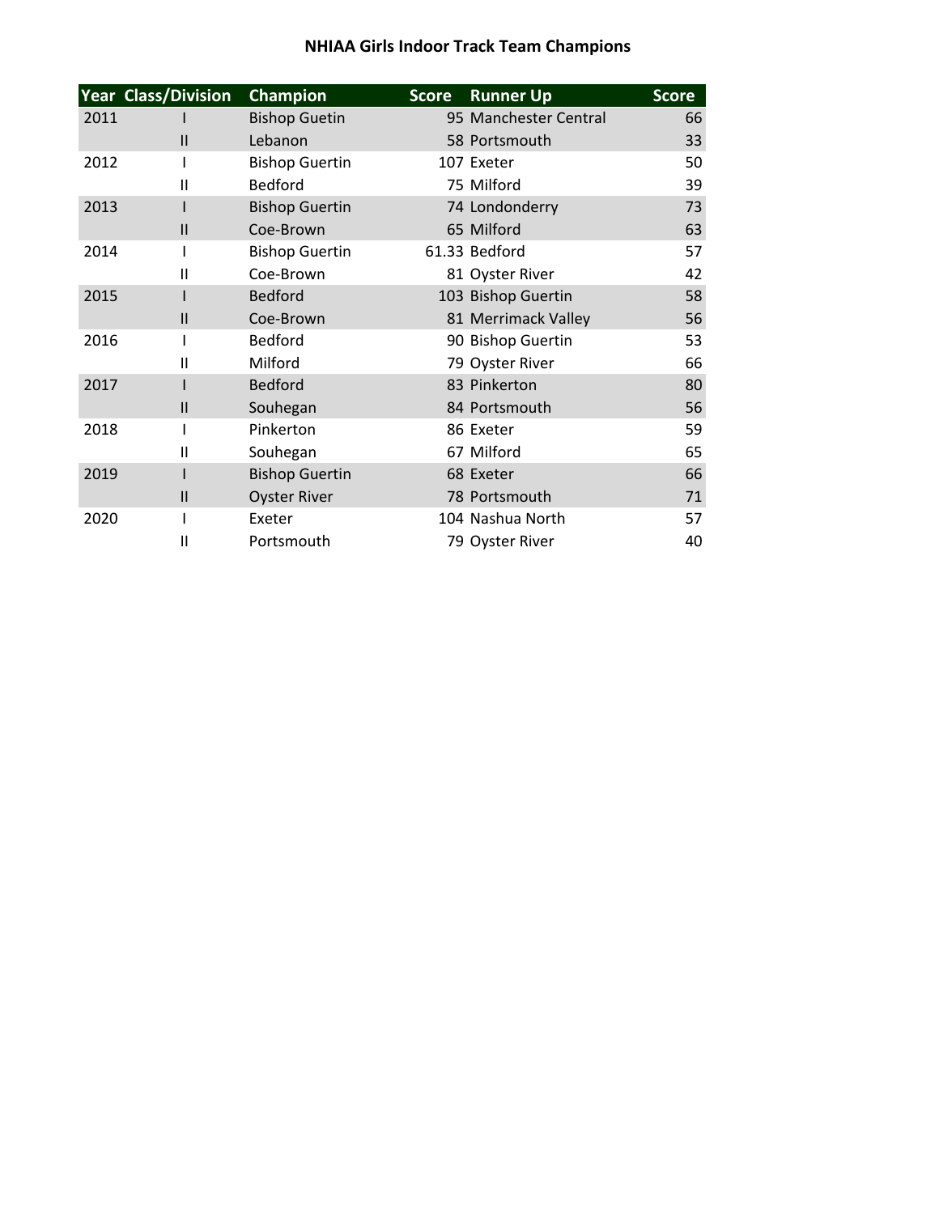# NHIAA Girls Indoor Track Team Champions

| Year | Class/Division | Champion | Score | Runner Up | Score |
|---|---|---|---|---|---|
| 2011 | I | Bishop Guetin | 95 | Manchester Central | 66 |
| | II | Lebanon | 58 | Portsmouth | 33 |
| 2012 | I | Bishop Guertin | 107 | Exeter | 50 |
| | II | Bedford | 75 | Milford | 39 |
| 2013 | I | Bishop Guertin | 74 | Londonderry | 73 |
| | II | Coe-Brown | 65 | Milford | 63 |
| 2014 | I | Bishop Guertin | 61.33 | Bedford | 57 |
| | II | Coe-Brown | 81 | Oyster River | 42 |
| 2015 | I | Bedford | 103 | Bishop Guertin | 58 |
| | II | Coe-Brown | 81 | Merrimack Valley | 56 |
| 2016 | I | Bedford | 90 | Bishop Guertin | 53 |
| | II | Milford | 79 | Oyster River | 66 |
| 2017 | I | Bedford | 83 | Pinkerton | 80 |
| | II | Souhegan | 84 | Portsmouth | 56 |
| 2018 | I | Pinkerton | 86 | Exeter | 59 |
| | II | Souhegan | 67 | Milford | 65 |
| 2019 | I | Bishop Guertin | 68 | Exeter | 66 |
| | II | Oyster River | 78 | Portsmouth | 71 |
| 2020 | I | Exeter | 104 | Nashua North | 57 |
| | II | Portsmouth | 79 | Oyster River | 40 |